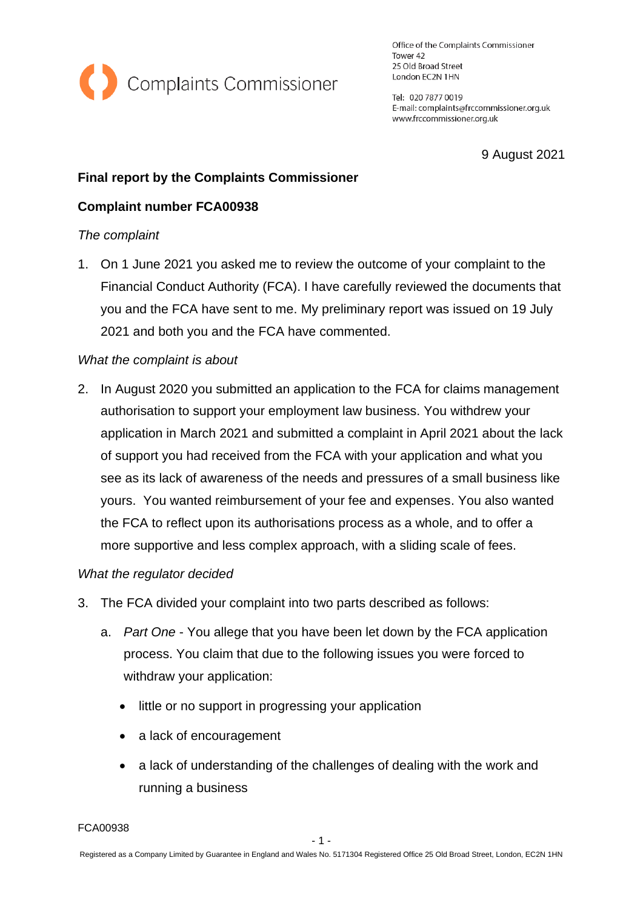Complaints Commissioner

Office of the Complaints Commissioner
Tower 42
25 Old Broad Street
London EC2N 1HN

Tel: 020 7877 0019
E-mail: complaints@frccommissioner.org.uk
www.frccommissioner.org.uk

9 August 2021

**Final report by the Complaints Commissioner**

**Complaint number FCA00938**

*The complaint*

1. On 1 June 2021 you asked me to review the outcome of your complaint to the Financial Conduct Authority (FCA). I have carefully reviewed the documents that you and the FCA have sent to me. My preliminary report was issued on 19 July 2021 and both you and the FCA have commented.

*What the complaint is about*

2. In August 2020 you submitted an application to the FCA for claims management authorisation to support your employment law business. You withdrew your application in March 2021 and submitted a complaint in April 2021 about the lack of support you had received from the FCA with your application and what you see as its lack of awareness of the needs and pressures of a small business like yours. You wanted reimbursement of your fee and expenses. You also wanted the FCA to reflect upon its authorisations process as a whole, and to offer a more supportive and less complex approach, with a sliding scale of fees.

*What the regulator decided*

3. The FCA divided your complaint into two parts described as follows:
   a. *Part One* - You allege that you have been let down by the FCA application process. You claim that due to the following issues you were forced to withdraw your application:
      - little or no support in progressing your application
      - a lack of encouragement
      - a lack of understanding of the challenges of dealing with the work and running a business

FCA00938

Registered as a Company Limited by Guarantee in England and Wales No. 5171304 Registered Office 25 Old Broad Street, London, EC2N 1HN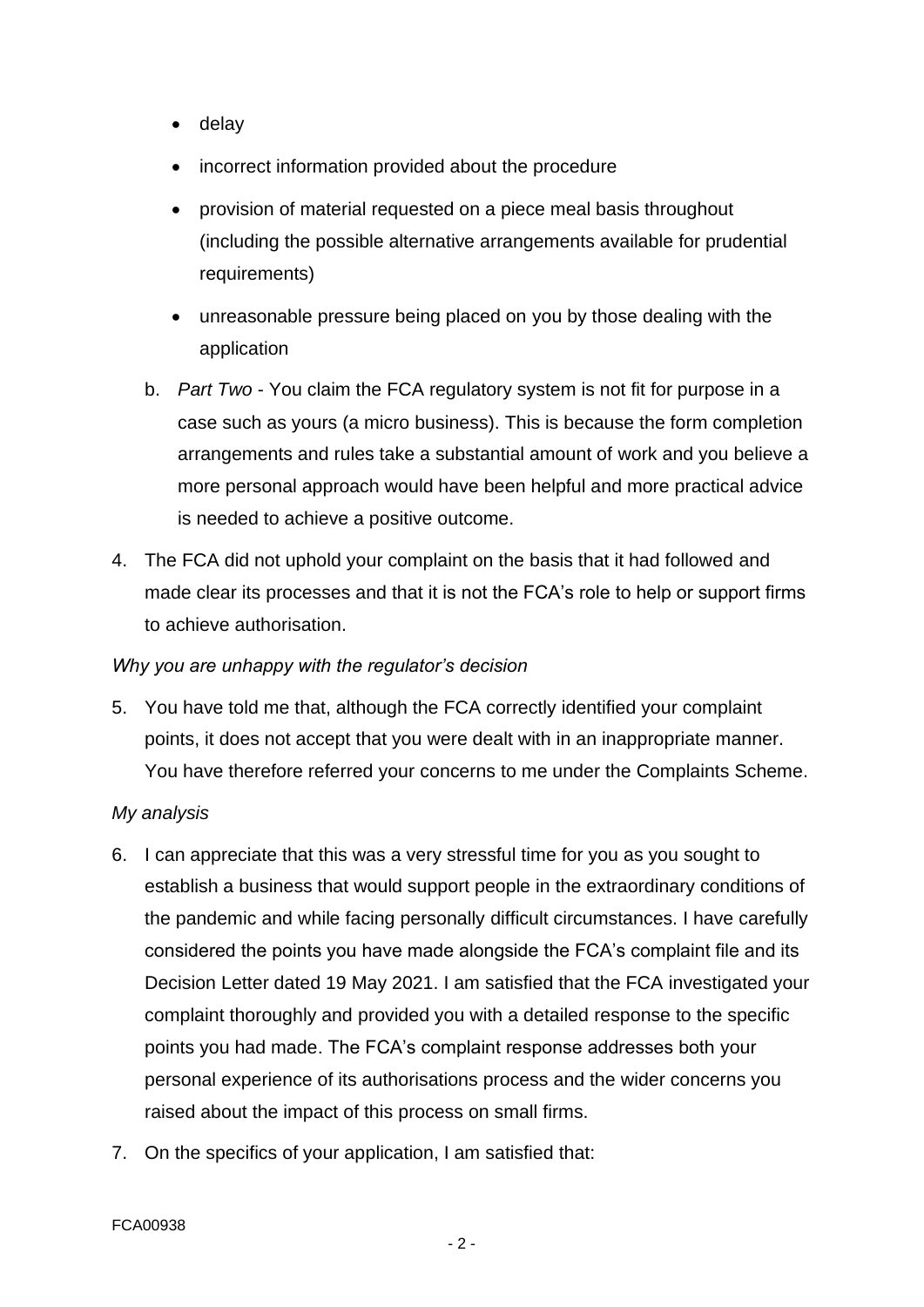- delay
- incorrect information provided about the procedure
- provision of material requested on a piece meal basis throughout (including the possible alternative arrangements available for prudential requirements)
- unreasonable pressure being placed on you by those dealing with the application

b. *Part Two* - You claim the FCA regulatory system is not fit for purpose in a case such as yours (a micro business). This is because the form completion arrangements and rules take a substantial amount of work and you believe a more personal approach would have been helpful and more practical advice is needed to achieve a positive outcome.

4. The FCA did not uphold your complaint on the basis that it had followed and made clear its processes and that it is not the FCA's role to help or support firms to achieve authorisation.

*Why you are unhappy with the regulator's decision*

5. You have told me that, although the FCA correctly identified your complaint points, it does not accept that you were dealt with in an inappropriate manner. You have therefore referred your concerns to me under the Complaints Scheme.

*My analysis*

6. I can appreciate that this was a very stressful time for you as you sought to establish a business that would support people in the extraordinary conditions of the pandemic and while facing personally difficult circumstances. I have carefully considered the points you have made alongside the FCA's complaint file and its Decision Letter dated 19 May 2021. I am satisfied that the FCA investigated your complaint thoroughly and provided you with a detailed response to the specific points you had made. The FCA's complaint response addresses both your personal experience of its authorisations process and the wider concerns you raised about the impact of this process on small firms.

7. On the specifics of your application, I am satisfied that:

FCA00938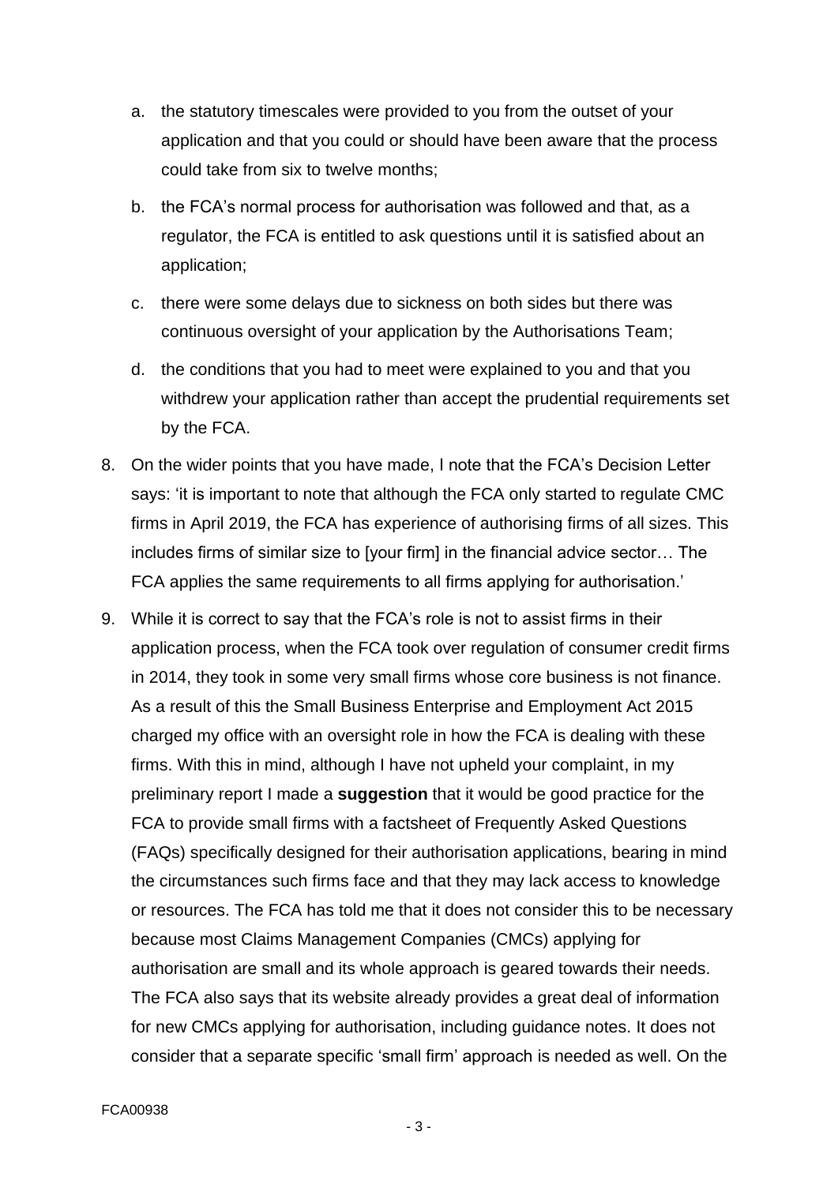a. the statutory timescales were provided to you from the outset of your application and that you could or should have been aware that the process could take from six to twelve months;

b. the FCA's normal process for authorisation was followed and that, as a regulator, the FCA is entitled to ask questions until it is satisfied about an application;

c. there were some delays due to sickness on both sides but there was continuous oversight of your application by the Authorisations Team;

d. the conditions that you had to meet were explained to you and that you withdrew your application rather than accept the prudential requirements set by the FCA.

8. On the wider points that you have made, I note that the FCA's Decision Letter says: 'it is important to note that although the FCA only started to regulate CMC firms in April 2019, the FCA has experience of authorising firms of all sizes. This includes firms of similar size to [your firm] in the financial advice sector… The FCA applies the same requirements to all firms applying for authorisation.'

9. While it is correct to say that the FCA's role is not to assist firms in their application process, when the FCA took over regulation of consumer credit firms in 2014, they took in some very small firms whose core business is not finance. As a result of this the Small Business Enterprise and Employment Act 2015 charged my office with an oversight role in how the FCA is dealing with these firms. With this in mind, although I have not upheld your complaint, in my preliminary report I made a **suggestion** that it would be good practice for the FCA to provide small firms with a factsheet of Frequently Asked Questions (FAQs) specifically designed for their authorisation applications, bearing in mind the circumstances such firms face and that they may lack access to knowledge or resources. The FCA has told me that it does not consider this to be necessary because most Claims Management Companies (CMCs) applying for authorisation are small and its whole approach is geared towards their needs. The FCA also says that its website already provides a great deal of information for new CMCs applying for authorisation, including guidance notes. It does not consider that a separate specific 'small firm' approach is needed as well. On the

FCA00938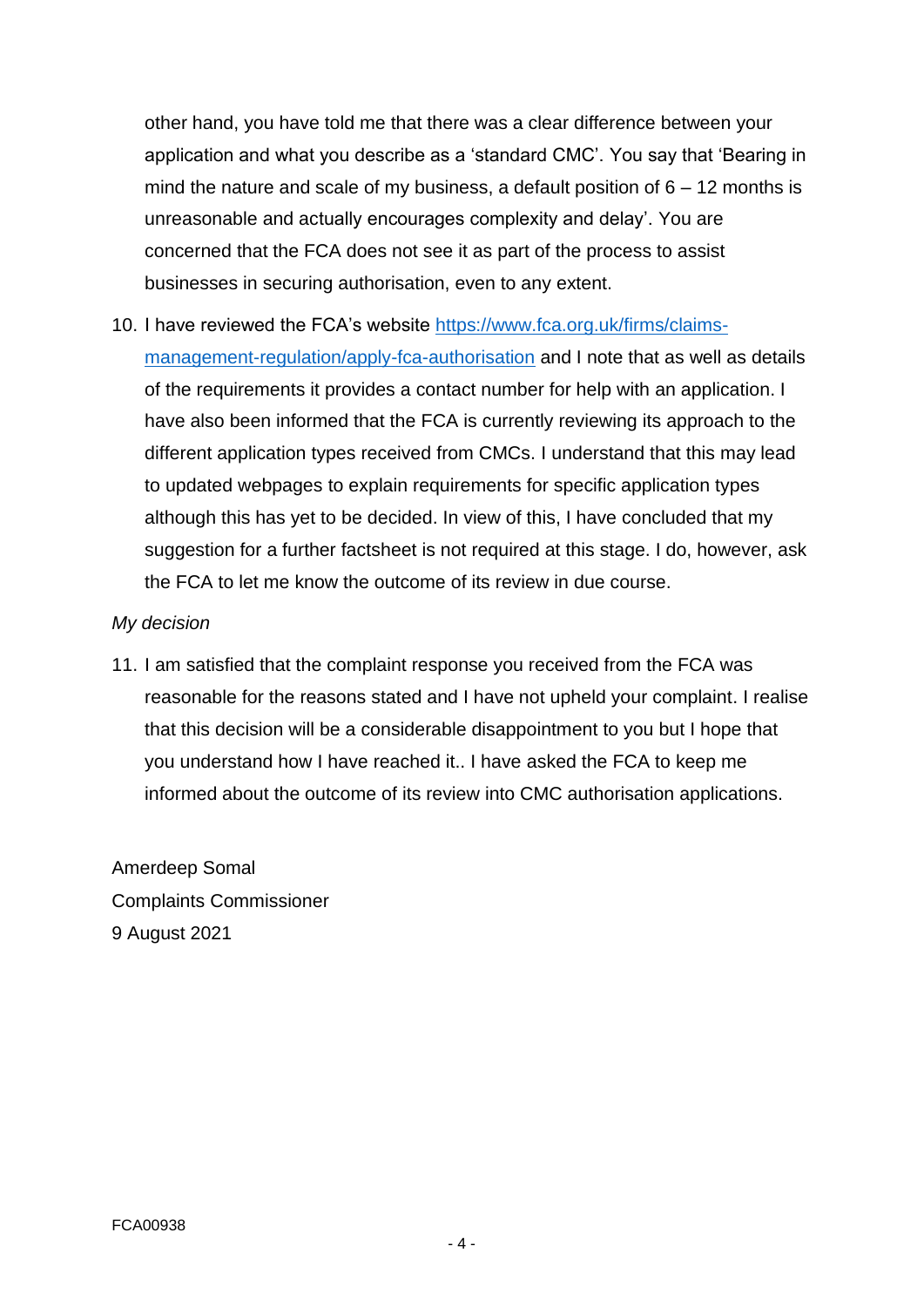other hand, you have told me that there was a clear difference between your application and what you describe as a 'standard CMC'. You say that 'Bearing in mind the nature and scale of my business, a default position of 6 – 12 months is unreasonable and actually encourages complexity and delay'. You are concerned that the FCA does not see it as part of the process to assist businesses in securing authorisation, even to any extent.

10. I have reviewed the FCA's website [https://www.fca.org.uk/firms/claims-management-regulation/apply-fca-authorisation](https://www.fca.org.uk/firms/claims-management-regulation/apply-fca-authorisation) and I note that as well as details of the requirements it provides a contact number for help with an application. I have also been informed that the FCA is currently reviewing its approach to the different application types received from CMCs. I understand that this may lead to updated webpages to explain requirements for specific application types although this has yet to be decided. In view of this, I have concluded that my suggestion for a further factsheet is not required at this stage. I do, however, ask the FCA to let me know the outcome of its review in due course.

*My decision*

11. I am satisfied that the complaint response you received from the FCA was reasonable for the reasons stated and I have not upheld your complaint. I realise that this decision will be a considerable disappointment to you but I hope that you understand how I have reached it.. I have asked the FCA to keep me informed about the outcome of its review into CMC authorisation applications.

Amerdeep Somal
Complaints Commissioner
9 August 2021

FCA00938